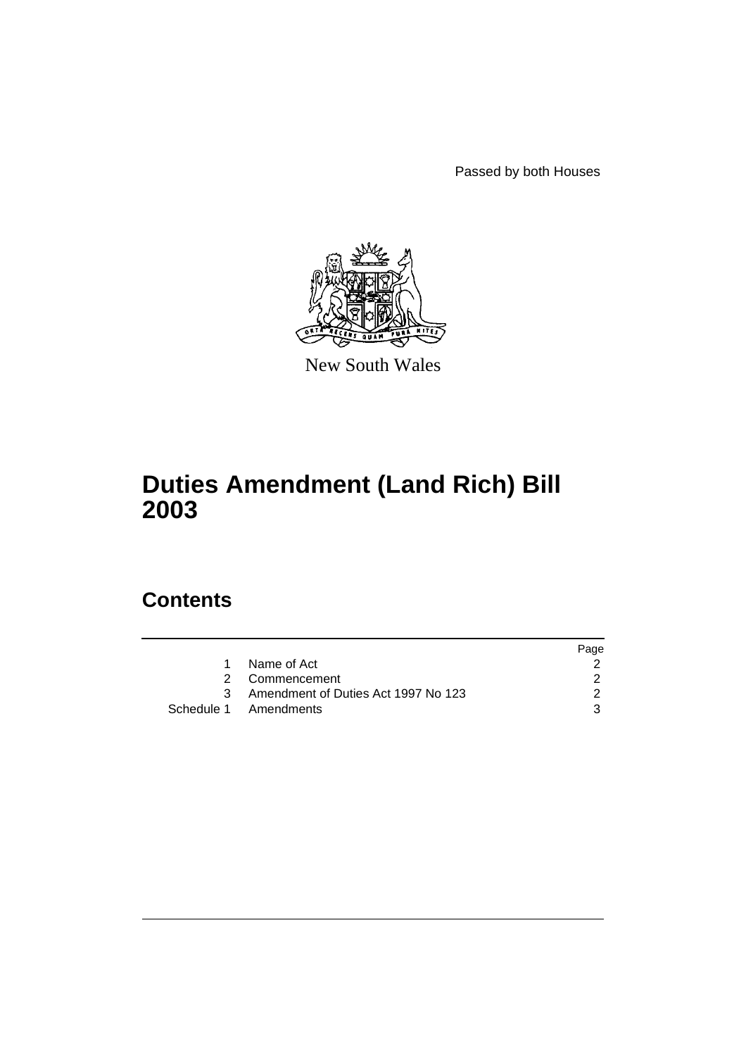Passed by both Houses

New South Wales

# Duties Amendment (Land Rich) Bill 2003

## Contents

| | | Page |
|---|---|---|
| 1 | Name of Act | 2 |
| 2 | Commencement | 2 |
| 3 | Amendment of Duties Act 1997 No 123 | 2 |
| Schedule 1 | Amendments | 3 |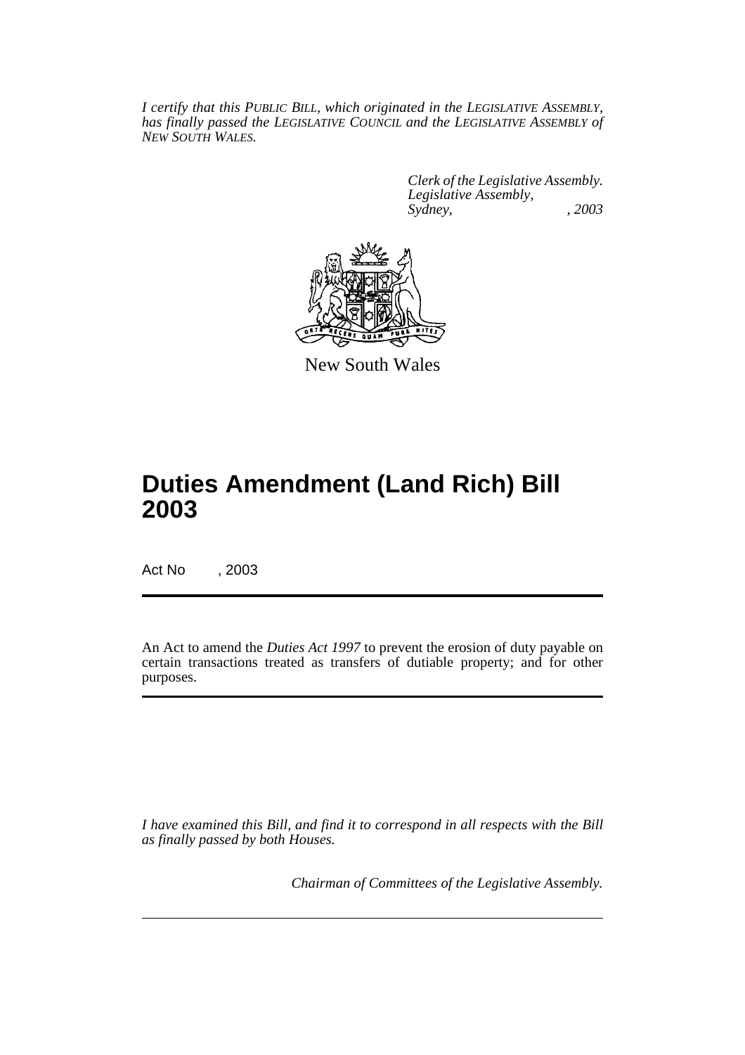*I certify that this PUBLIC BILL, which originated in the LEGISLATIVE ASSEMBLY, has finally passed the LEGISLATIVE COUNCIL and the LEGISLATIVE ASSEMBLY of NEW SOUTH WALES.*

*Clerk of the Legislative Assembly.*
*Legislative Assembly,*
*Sydney, , 2003*

New South Wales

# Duties Amendment (Land Rich) Bill 2003

Act No , 2003

An Act to amend the *Duties Act 1997* to prevent the erosion of duty payable on certain transactions treated as transfers of dutiable property; and for other purposes.

*I have examined this Bill, and find it to correspond in all respects with the Bill as finally passed by both Houses.*

*Chairman of Committees of the Legislative Assembly.*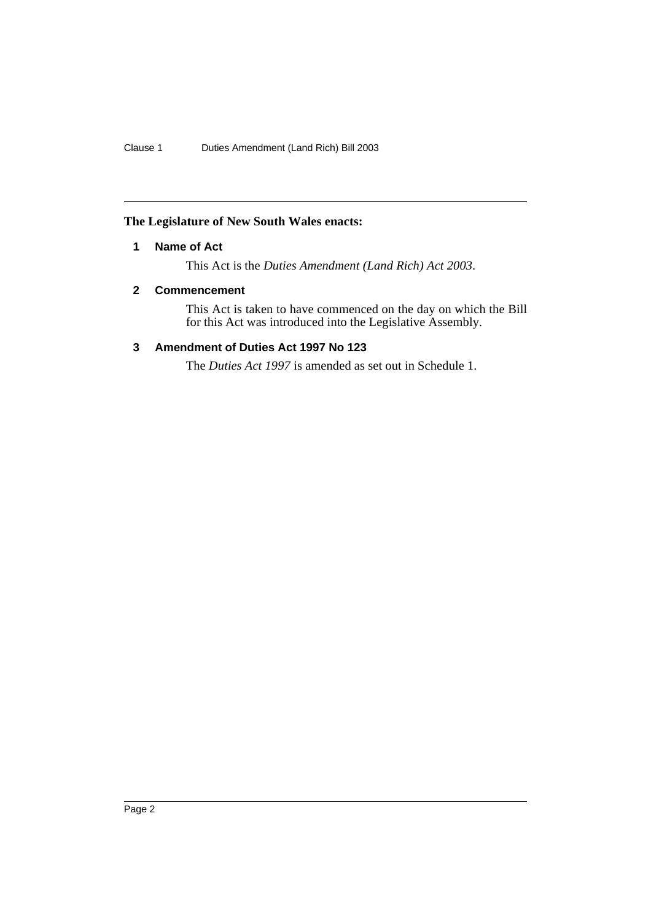**The Legislature of New South Wales enacts:**

### 1 Name of Act

This Act is the *Duties Amendment (Land Rich) Act 2003*.

### 2 Commencement

This Act is taken to have commenced on the day on which the Bill for this Act was introduced into the Legislative Assembly.

### 3 Amendment of Duties Act 1997 No 123

The *Duties Act 1997* is amended as set out in Schedule 1.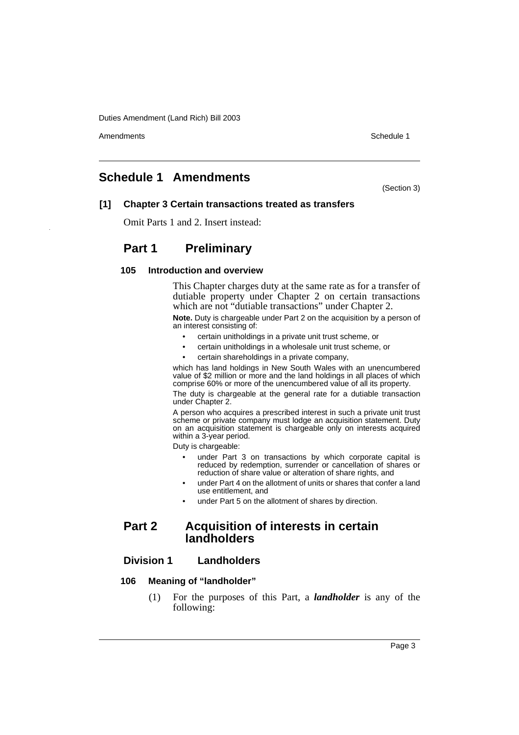# Schedule 1 Amendments

(Section 3)

**[1] Chapter 3 Certain transactions treated as transfers**

Omit Parts 1 and 2. Insert instead:

## Part 1 Preliminary

### 105 Introduction and overview

This Chapter charges duty at the same rate as for a transfer of dutiable property under Chapter 2 on certain transactions which are not "dutiable transactions" under Chapter 2.

**Note.** Duty is chargeable under Part 2 on the acquisition by a person of an interest consisting of:

- certain unitholdings in a private unit trust scheme, or
- certain unitholdings in a wholesale unit trust scheme, or
- certain shareholdings in a private company,

which has land holdings in New South Wales with an unencumbered value of $2 million or more and the land holdings in all places of which comprise 60% or more of the unencumbered value of all its property.

The duty is chargeable at the general rate for a dutiable transaction under Chapter 2.

A person who acquires a prescribed interest in such a private unit trust scheme or private company must lodge an acquisition statement. Duty on an acquisition statement is chargeable only on interests acquired within a 3-year period.

Duty is chargeable:

- under Part 3 on transactions by which corporate capital is reduced by redemption, surrender or cancellation of shares or reduction of share value or alteration of share rights, and
- under Part 4 on the allotment of units or shares that confer a land use entitlement, and
- under Part 5 on the allotment of shares by direction.

## Part 2 Acquisition of interests in certain landholders

### Division 1 Landholders

#### 106 Meaning of "landholder"

(1) For the purposes of this Part, a ***landholder*** is any of the following: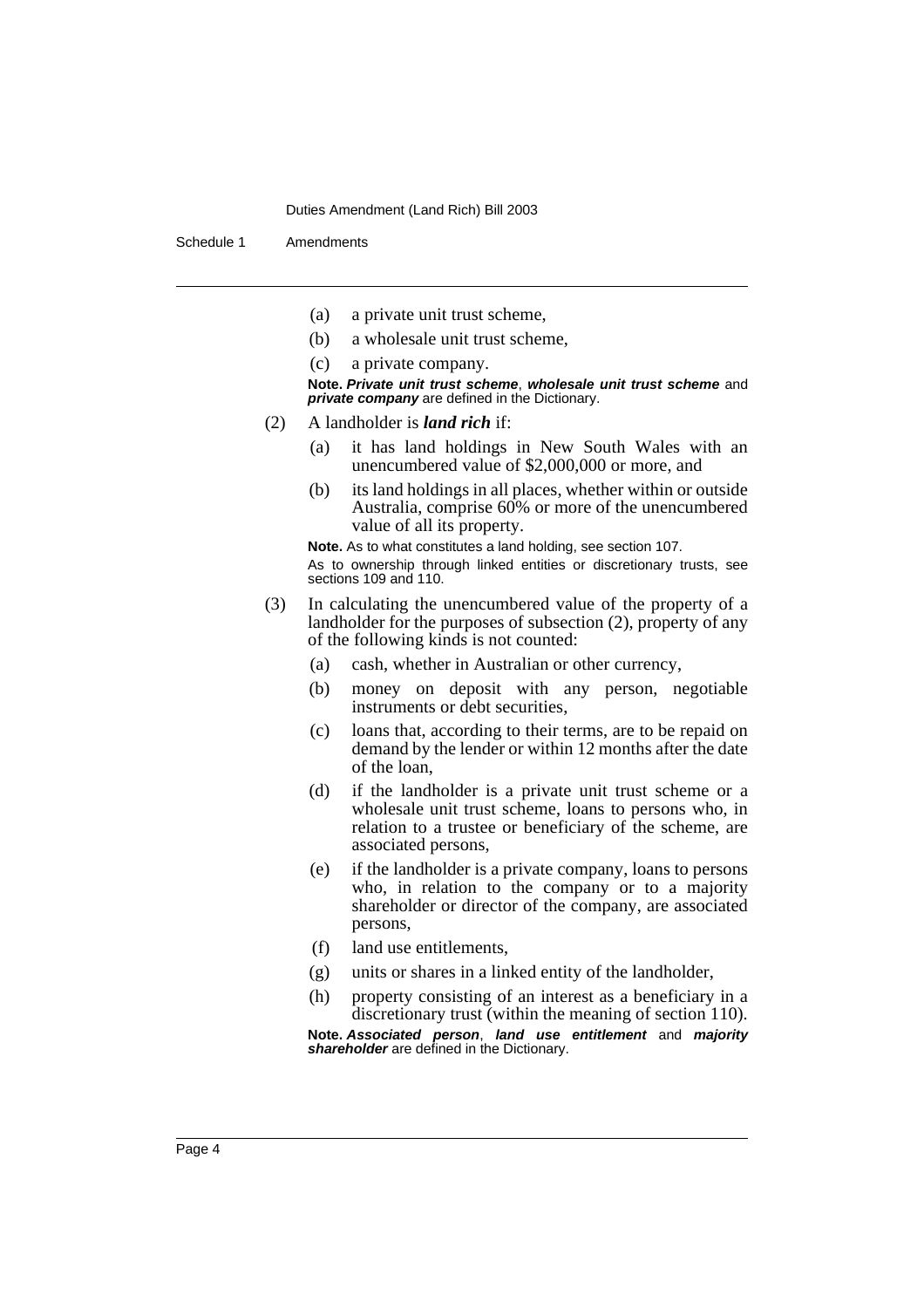(a) a private unit trust scheme,

(b) a wholesale unit trust scheme,

(c) a private company.

**Note.** ***Private unit trust scheme***, ***wholesale unit trust scheme*** and ***private company*** are defined in the Dictionary.

(2) A landholder is ***land rich*** if:

(a) it has land holdings in New South Wales with an unencumbered value of $2,000,000 or more, and

(b) its land holdings in all places, whether within or outside Australia, comprise 60% or more of the unencumbered value of all its property.

**Note.** As to what constitutes a land holding, see section 107.

As to ownership through linked entities or discretionary trusts, see sections 109 and 110.

(3) In calculating the unencumbered value of the property of a landholder for the purposes of subsection (2), property of any of the following kinds is not counted:

(a) cash, whether in Australian or other currency,

(b) money on deposit with any person, negotiable instruments or debt securities,

(c) loans that, according to their terms, are to be repaid on demand by the lender or within 12 months after the date of the loan,

(d) if the landholder is a private unit trust scheme or a wholesale unit trust scheme, loans to persons who, in relation to a trustee or beneficiary of the scheme, are associated persons,

(e) if the landholder is a private company, loans to persons who, in relation to the company or to a majority shareholder or director of the company, are associated persons,

(f) land use entitlements,

(g) units or shares in a linked entity of the landholder,

(h) property consisting of an interest as a beneficiary in a discretionary trust (within the meaning of section 110).

**Note.** ***Associated person***, ***land use entitlement*** and ***majority shareholder*** are defined in the Dictionary.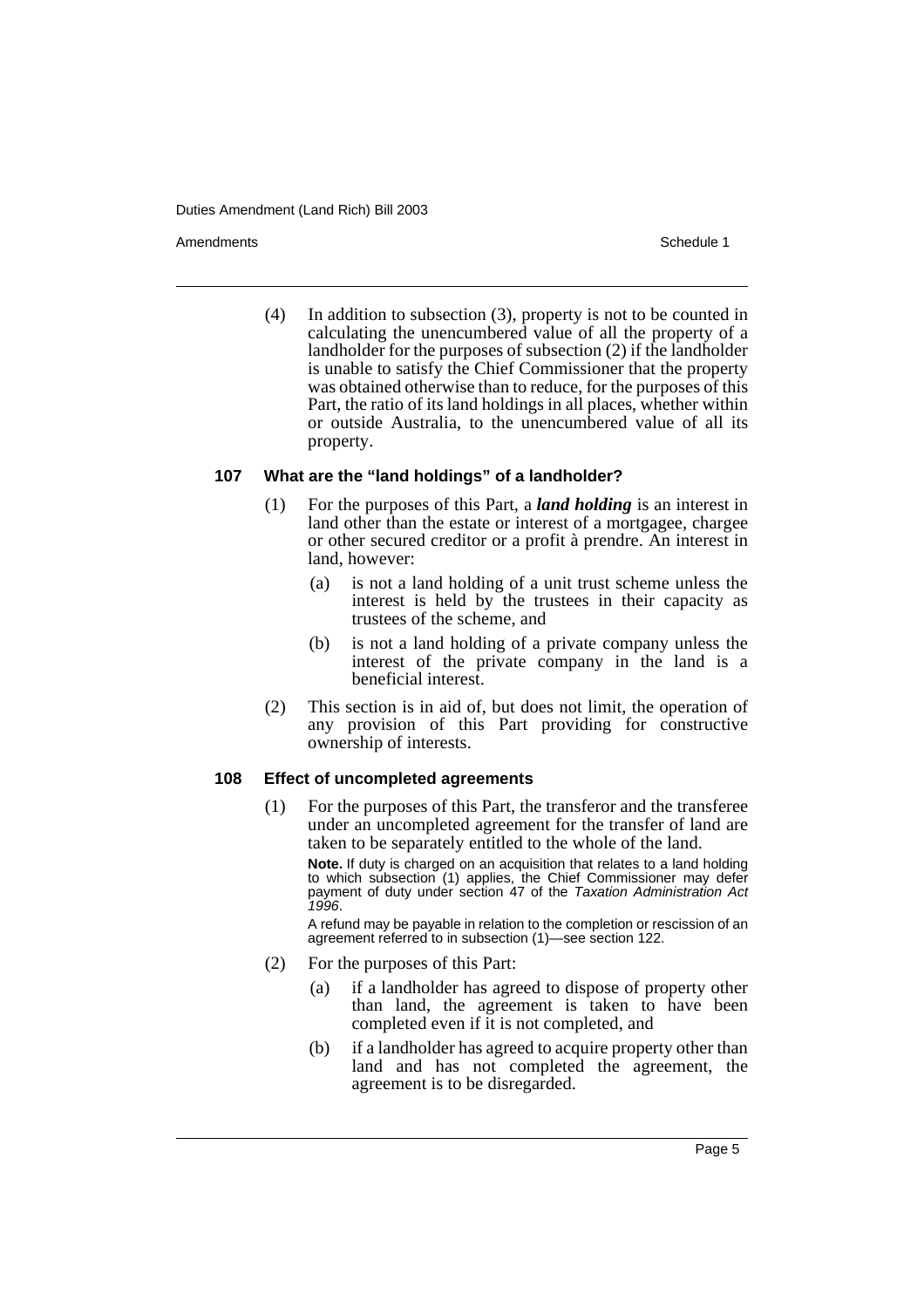(4) In addition to subsection (3), property is not to be counted in calculating the unencumbered value of all the property of a landholder for the purposes of subsection (2) if the landholder is unable to satisfy the Chief Commissioner that the property was obtained otherwise than to reduce, for the purposes of this Part, the ratio of its land holdings in all places, whether within or outside Australia, to the unencumbered value of all its property.

### 107 What are the "land holdings" of a landholder?

(1) For the purposes of this Part, a ***land holding*** is an interest in land other than the estate or interest of a mortgagee, chargee or other secured creditor or a profit à prendre. An interest in land, however:

(a) is not a land holding of a unit trust scheme unless the interest is held by the trustees in their capacity as trustees of the scheme, and

(b) is not a land holding of a private company unless the interest of the private company in the land is a beneficial interest.

(2) This section is in aid of, but does not limit, the operation of any provision of this Part providing for constructive ownership of interests.

### 108 Effect of uncompleted agreements

(1) For the purposes of this Part, the transferor and the transferee under an uncompleted agreement for the transfer of land are taken to be separately entitled to the whole of the land.

**Note.** If duty is charged on an acquisition that relates to a land holding to which subsection (1) applies, the Chief Commissioner may defer payment of duty under section 47 of the *Taxation Administration Act 1996*.

A refund may be payable in relation to the completion or rescission of an agreement referred to in subsection (1)—see section 122.

(2) For the purposes of this Part:

(a) if a landholder has agreed to dispose of property other than land, the agreement is taken to have been completed even if it is not completed, and

(b) if a landholder has agreed to acquire property other than land and has not completed the agreement, the agreement is to be disregarded.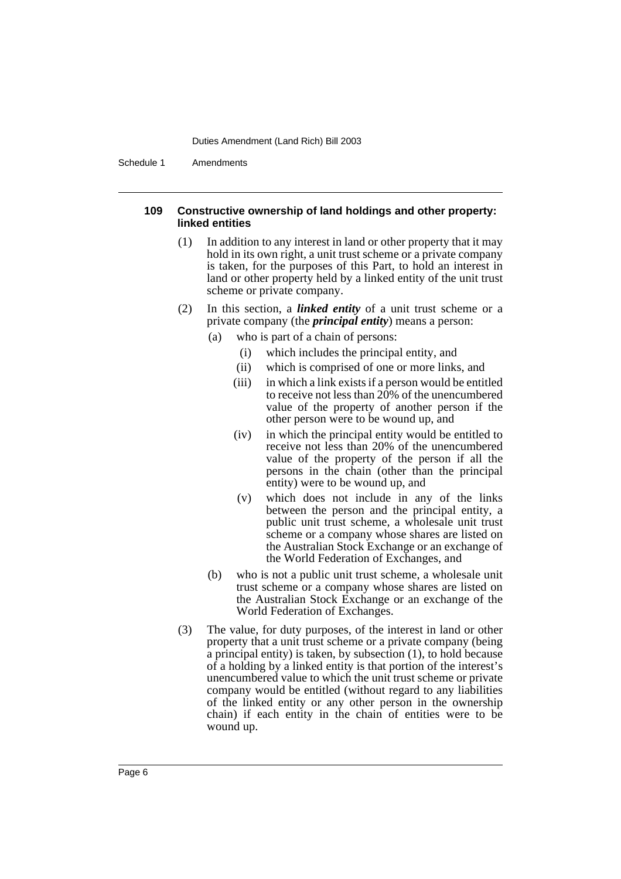#### 109 Constructive ownership of land holdings and other property: linked entities

(1) In addition to any interest in land or other property that it may hold in its own right, a unit trust scheme or a private company is taken, for the purposes of this Part, to hold an interest in land or other property held by a linked entity of the unit trust scheme or private company.

(2) In this section, a ***linked entity*** of a unit trust scheme or a private company (the ***principal entity***) means a person:

- (a) who is part of a chain of persons:
  - (i) which includes the principal entity, and
  - (ii) which is comprised of one or more links, and
  - (iii) in which a link exists if a person would be entitled to receive not less than 20% of the unencumbered value of the property of another person if the other person were to be wound up, and
  - (iv) in which the principal entity would be entitled to receive not less than 20% of the unencumbered value of the property of the person if all the persons in the chain (other than the principal entity) were to be wound up, and
  - (v) which does not include in any of the links between the person and the principal entity, a public unit trust scheme, a wholesale unit trust scheme or a company whose shares are listed on the Australian Stock Exchange or an exchange of the World Federation of Exchanges, and
- (b) who is not a public unit trust scheme, a wholesale unit trust scheme or a company whose shares are listed on the Australian Stock Exchange or an exchange of the World Federation of Exchanges.

(3) The value, for duty purposes, of the interest in land or other property that a unit trust scheme or a private company (being a principal entity) is taken, by subsection (1), to hold because of a holding by a linked entity is that portion of the interest's unencumbered value to which the unit trust scheme or private company would be entitled (without regard to any liabilities of the linked entity or any other person in the ownership chain) if each entity in the chain of entities were to be wound up.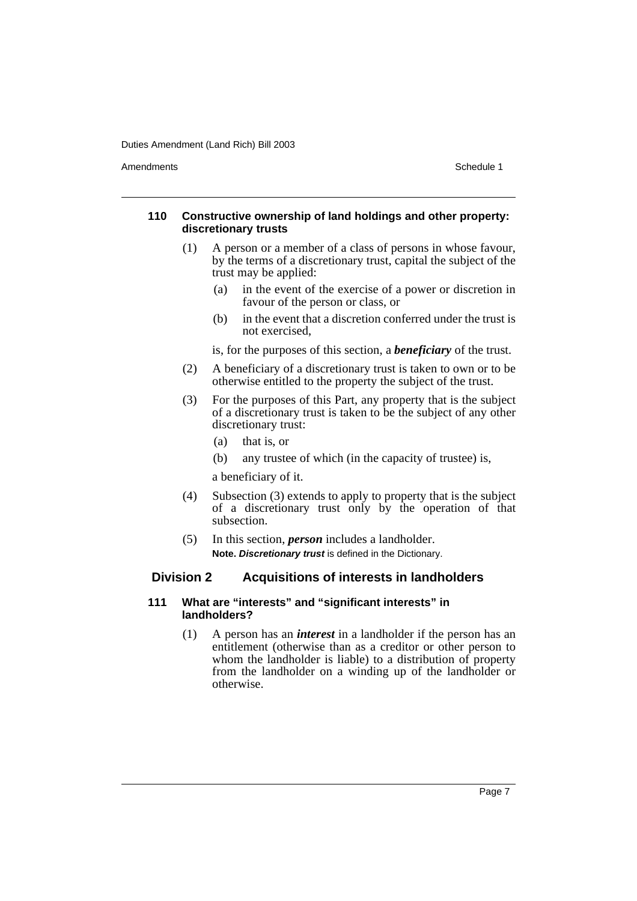#### 110 Constructive ownership of land holdings and other property: discretionary trusts

(1) A person or a member of a class of persons in whose favour, by the terms of a discretionary trust, capital the subject of the trust may be applied:

(a) in the event of the exercise of a power or discretion in favour of the person or class, or

(b) in the event that a discretion conferred under the trust is not exercised,

is, for the purposes of this section, a ***beneficiary*** of the trust.

(2) A beneficiary of a discretionary trust is taken to own or to be otherwise entitled to the property the subject of the trust.

(3) For the purposes of this Part, any property that is the subject of a discretionary trust is taken to be the subject of any other discretionary trust:

(a) that is, or

(b) any trustee of which (in the capacity of trustee) is,

a beneficiary of it.

(4) Subsection (3) extends to apply to property that is the subject of a discretionary trust only by the operation of that subsection.

(5) In this section, ***person*** includes a landholder.

**Note. *Discretionary trust*** is defined in the Dictionary.

### Division 2 Acquisitions of interests in landholders

#### 111 What are "interests" and "significant interests" in landholders?

(1) A person has an ***interest*** in a landholder if the person has an entitlement (otherwise than as a creditor or other person to whom the landholder is liable) to a distribution of property from the landholder on a winding up of the landholder or otherwise.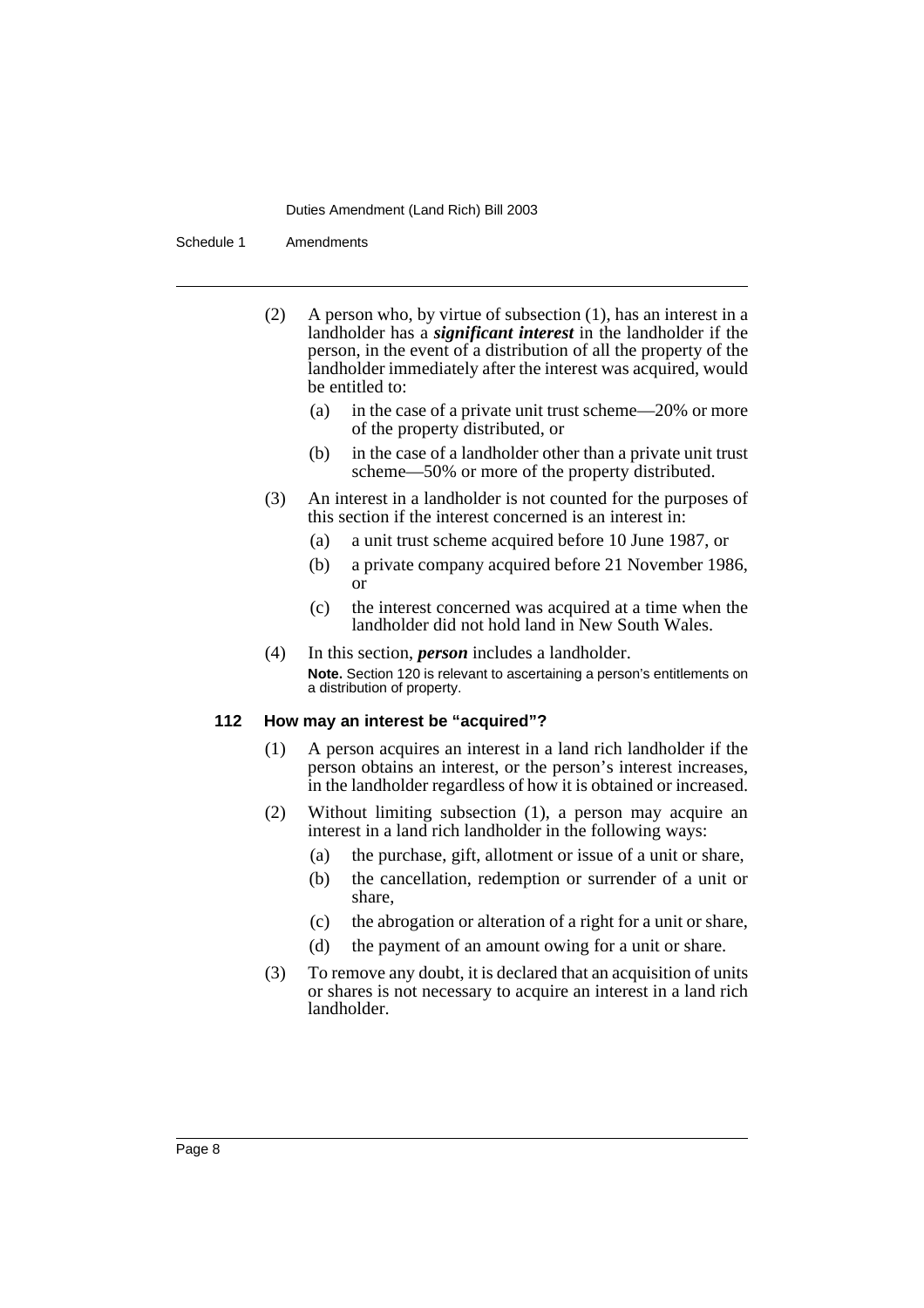(2) A person who, by virtue of subsection (1), has an interest in a landholder has a ***significant interest*** in the landholder if the person, in the event of a distribution of all the property of the landholder immediately after the interest was acquired, would be entitled to:

(a) in the case of a private unit trust scheme—20% or more of the property distributed, or

(b) in the case of a landholder other than a private unit trust scheme—50% or more of the property distributed.

(3) An interest in a landholder is not counted for the purposes of this section if the interest concerned is an interest in:

(a) a unit trust scheme acquired before 10 June 1987, or

(b) a private company acquired before 21 November 1986, or

(c) the interest concerned was acquired at a time when the landholder did not hold land in New South Wales.

(4) In this section, ***person*** includes a landholder.

**Note.** Section 120 is relevant to ascertaining a person's entitlements on a distribution of property.

#### 112 How may an interest be "acquired"?

(1) A person acquires an interest in a land rich landholder if the person obtains an interest, or the person's interest increases, in the landholder regardless of how it is obtained or increased.

(2) Without limiting subsection (1), a person may acquire an interest in a land rich landholder in the following ways:

(a) the purchase, gift, allotment or issue of a unit or share,

(b) the cancellation, redemption or surrender of a unit or share,

(c) the abrogation or alteration of a right for a unit or share,

(d) the payment of an amount owing for a unit or share.

(3) To remove any doubt, it is declared that an acquisition of units or shares is not necessary to acquire an interest in a land rich landholder.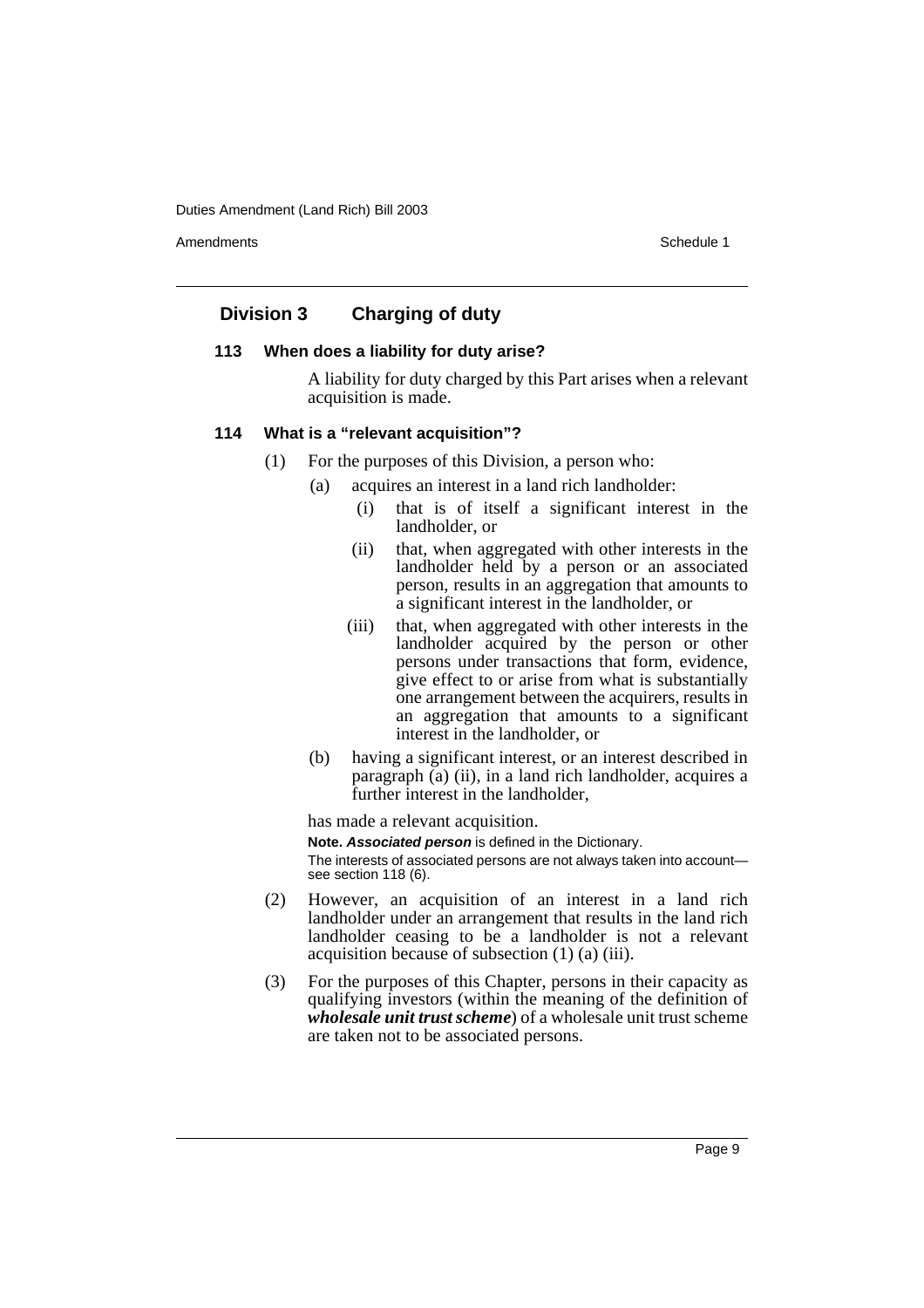## Division 3 Charging of duty

### 113 When does a liability for duty arise?

A liability for duty charged by this Part arises when a relevant acquisition is made.

### 114 What is a "relevant acquisition"?

(1) For the purposes of this Division, a person who:

(a) acquires an interest in a land rich landholder:

(i) that is of itself a significant interest in the landholder, or

(ii) that, when aggregated with other interests in the landholder held by a person or an associated person, results in an aggregation that amounts to a significant interest in the landholder, or

(iii) that, when aggregated with other interests in the landholder acquired by the person or other persons under transactions that form, evidence, give effect to or arise from what is substantially one arrangement between the acquirers, results in an aggregation that amounts to a significant interest in the landholder, or

(b) having a significant interest, or an interest described in paragraph (a) (ii), in a land rich landholder, acquires a further interest in the landholder,

has made a relevant acquisition.

**Note.** ***Associated person*** is defined in the Dictionary.

The interests of associated persons are not always taken into account—see section 118 (6).

(2) However, an acquisition of an interest in a land rich landholder under an arrangement that results in the land rich landholder ceasing to be a landholder is not a relevant acquisition because of subsection (1) (a) (iii).

(3) For the purposes of this Chapter, persons in their capacity as qualifying investors (within the meaning of the definition of ***wholesale unit trust scheme***) of a wholesale unit trust scheme are taken not to be associated persons.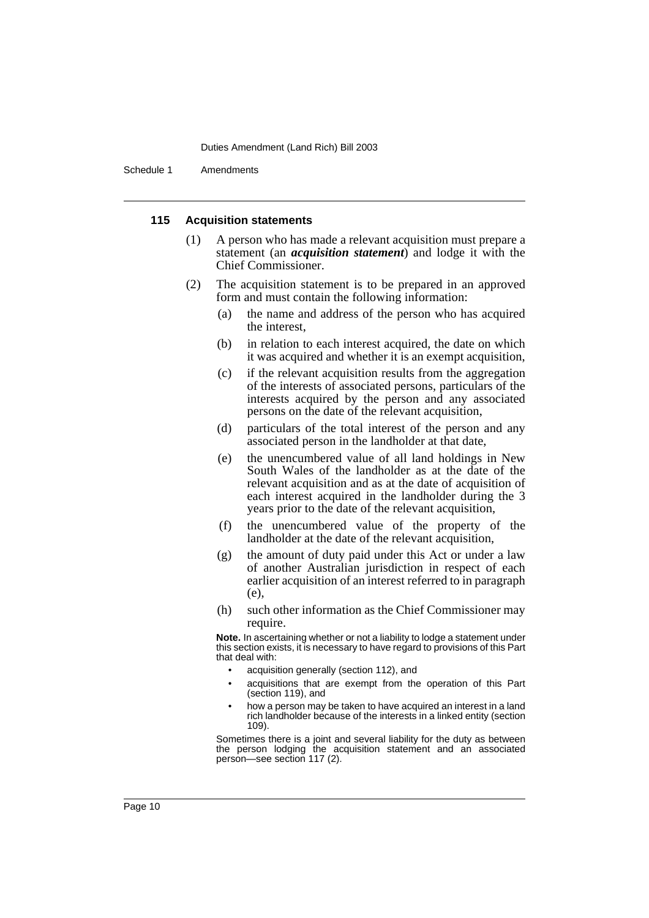#### 115 Acquisition statements

(1) A person who has made a relevant acquisition must prepare a statement (an ***acquisition statement***) and lodge it with the Chief Commissioner.

(2) The acquisition statement is to be prepared in an approved form and must contain the following information:

(a) the name and address of the person who has acquired the interest,

(b) in relation to each interest acquired, the date on which it was acquired and whether it is an exempt acquisition,

(c) if the relevant acquisition results from the aggregation of the interests of associated persons, particulars of the interests acquired by the person and any associated persons on the date of the relevant acquisition,

(d) particulars of the total interest of the person and any associated person in the landholder at that date,

(e) the unencumbered value of all land holdings in New South Wales of the landholder as at the date of the relevant acquisition and as at the date of acquisition of each interest acquired in the landholder during the 3 years prior to the date of the relevant acquisition,

(f) the unencumbered value of the property of the landholder at the date of the relevant acquisition,

(g) the amount of duty paid under this Act or under a law of another Australian jurisdiction in respect of each earlier acquisition of an interest referred to in paragraph (e),

(h) such other information as the Chief Commissioner may require.

**Note.** In ascertaining whether or not a liability to lodge a statement under this section exists, it is necessary to have regard to provisions of this Part that deal with:

- acquisition generally (section 112), and
- acquisitions that are exempt from the operation of this Part (section 119), and
- how a person may be taken to have acquired an interest in a land rich landholder because of the interests in a linked entity (section 109).

Sometimes there is a joint and several liability for the duty as between the person lodging the acquisition statement and an associated person—see section 117 (2).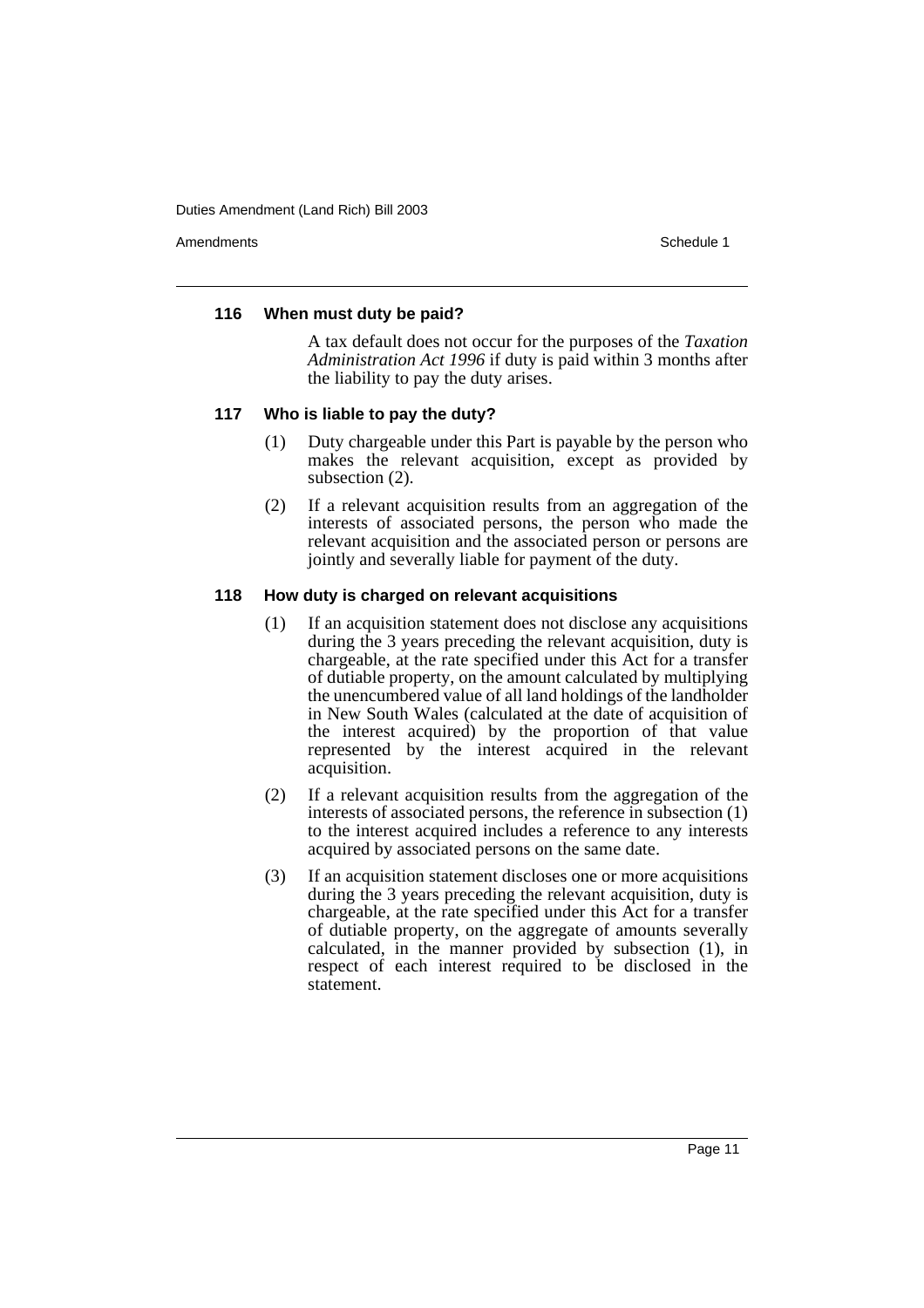**116 When must duty be paid?**

A tax default does not occur for the purposes of the *Taxation Administration Act 1996* if duty is paid within 3 months after the liability to pay the duty arises.

**117 Who is liable to pay the duty?**

(1) Duty chargeable under this Part is payable by the person who makes the relevant acquisition, except as provided by subsection (2).

(2) If a relevant acquisition results from an aggregation of the interests of associated persons, the person who made the relevant acquisition and the associated person or persons are jointly and severally liable for payment of the duty.

**118 How duty is charged on relevant acquisitions**

(1) If an acquisition statement does not disclose any acquisitions during the 3 years preceding the relevant acquisition, duty is chargeable, at the rate specified under this Act for a transfer of dutiable property, on the amount calculated by multiplying the unencumbered value of all land holdings of the landholder in New South Wales (calculated at the date of acquisition of the interest acquired) by the proportion of that value represented by the interest acquired in the relevant acquisition.

(2) If a relevant acquisition results from the aggregation of the interests of associated persons, the reference in subsection (1) to the interest acquired includes a reference to any interests acquired by associated persons on the same date.

(3) If an acquisition statement discloses one or more acquisitions during the 3 years preceding the relevant acquisition, duty is chargeable, at the rate specified under this Act for a transfer of dutiable property, on the aggregate of amounts severally calculated, in the manner provided by subsection (1), in respect of each interest required to be disclosed in the statement.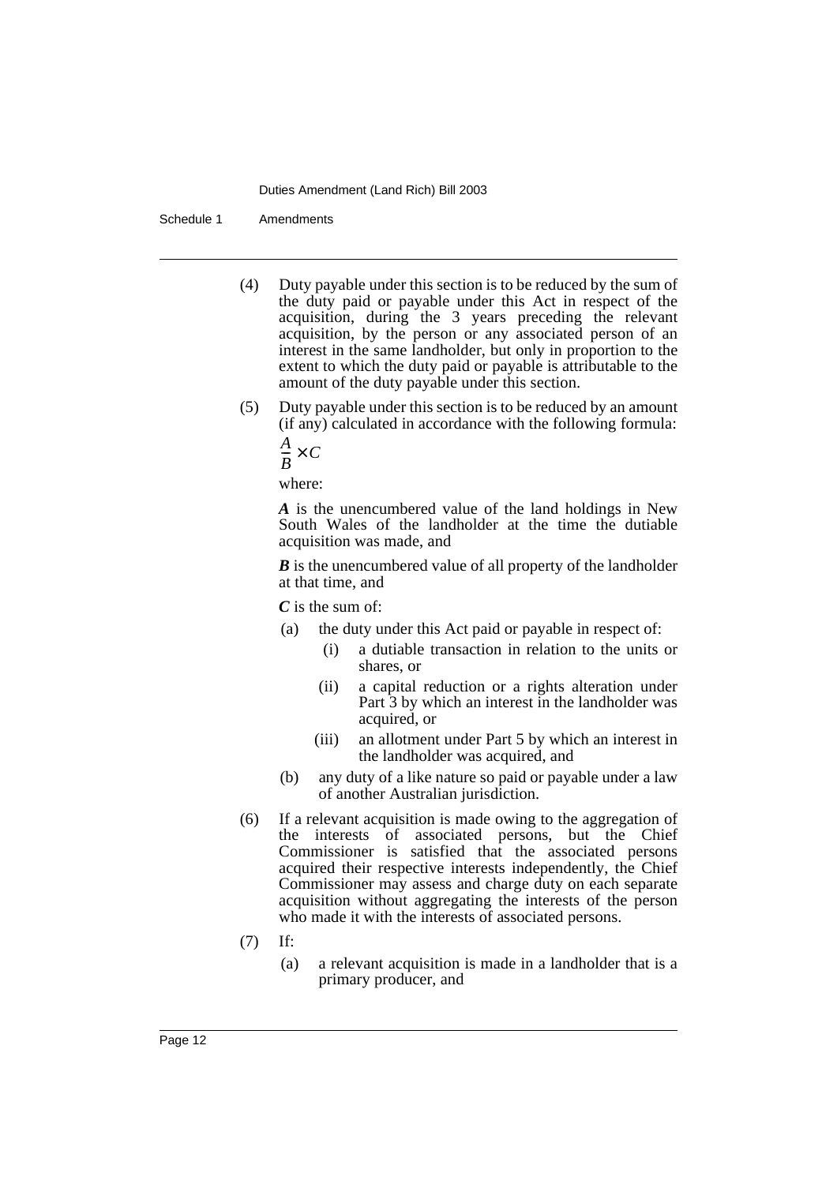(4) Duty payable under this section is to be reduced by the sum of the duty paid or payable under this Act in respect of the acquisition, during the 3 years preceding the relevant acquisition, by the person or any associated person of an interest in the same landholder, but only in proportion to the extent to which the duty paid or payable is attributable to the amount of the duty payable under this section.

(5) Duty payable under this section is to be reduced by an amount (if any) calculated in accordance with the following formula:

$$\frac{A}{B} \times C$$

where:

***A*** is the unencumbered value of the land holdings in New South Wales of the landholder at the time the dutiable acquisition was made, and

***B*** is the unencumbered value of all property of the landholder at that time, and

***C*** is the sum of:

- (a) the duty under this Act paid or payable in respect of:
  - (i) a dutiable transaction in relation to the units or shares, or
  - (ii) a capital reduction or a rights alteration under Part 3 by which an interest in the landholder was acquired, or
  - (iii) an allotment under Part 5 by which an interest in the landholder was acquired, and
- (b) any duty of a like nature so paid or payable under a law of another Australian jurisdiction.

(6) If a relevant acquisition is made owing to the aggregation of the interests of associated persons, but the Chief Commissioner is satisfied that the associated persons acquired their respective interests independently, the Chief Commissioner may assess and charge duty on each separate acquisition without aggregating the interests of the person who made it with the interests of associated persons.

(7) If:

- (a) a relevant acquisition is made in a landholder that is a primary producer, and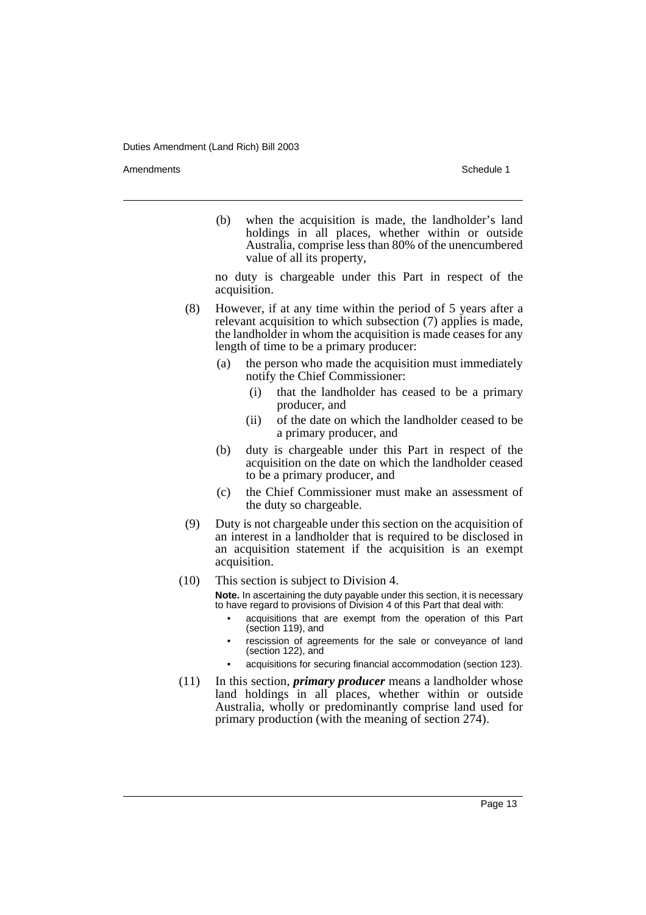(b) when the acquisition is made, the landholder's land holdings in all places, whether within or outside Australia, comprise less than 80% of the unencumbered value of all its property,

no duty is chargeable under this Part in respect of the acquisition.

(8) However, if at any time within the period of 5 years after a relevant acquisition to which subsection (7) applies is made, the landholder in whom the acquisition is made ceases for any length of time to be a primary producer:

(a) the person who made the acquisition must immediately notify the Chief Commissioner:

(i) that the landholder has ceased to be a primary producer, and

(ii) of the date on which the landholder ceased to be a primary producer, and

(b) duty is chargeable under this Part in respect of the acquisition on the date on which the landholder ceased to be a primary producer, and

(c) the Chief Commissioner must make an assessment of the duty so chargeable.

(9) Duty is not chargeable under this section on the acquisition of an interest in a landholder that is required to be disclosed in an acquisition statement if the acquisition is an exempt acquisition.

(10) This section is subject to Division 4.

**Note.** In ascertaining the duty payable under this section, it is necessary to have regard to provisions of Division 4 of this Part that deal with:

- acquisitions that are exempt from the operation of this Part (section 119), and
- rescission of agreements for the sale or conveyance of land (section 122), and
- acquisitions for securing financial accommodation (section 123).

(11) In this section, ***primary producer*** means a landholder whose land holdings in all places, whether within or outside Australia, wholly or predominantly comprise land used for primary production (with the meaning of section 274).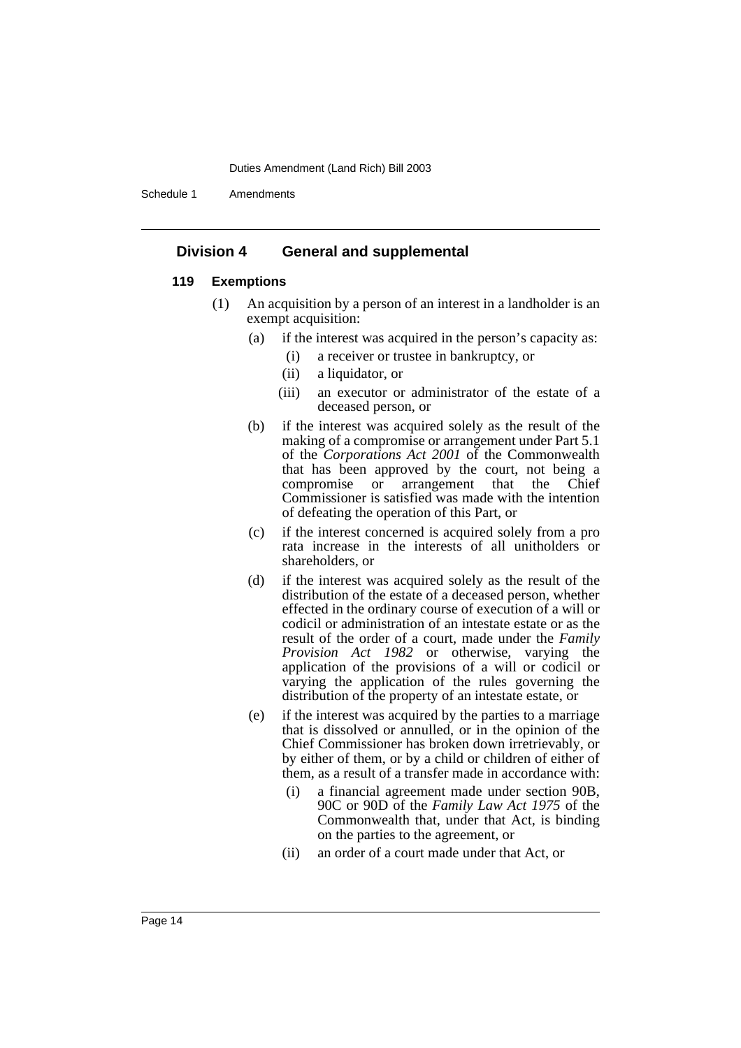## Division 4 General and supplemental

### 119 Exemptions

(1) An acquisition by a person of an interest in a landholder is an exempt acquisition:

- (a) if the interest was acquired in the person's capacity as:
  - (i) a receiver or trustee in bankruptcy, or
  - (ii) a liquidator, or
  - (iii) an executor or administrator of the estate of a deceased person, or
- (b) if the interest was acquired solely as the result of the making of a compromise or arrangement under Part 5.1 of the *Corporations Act 2001* of the Commonwealth that has been approved by the court, not being a compromise or arrangement that the Chief Commissioner is satisfied was made with the intention of defeating the operation of this Part, or
- (c) if the interest concerned is acquired solely from a pro rata increase in the interests of all unitholders or shareholders, or
- (d) if the interest was acquired solely as the result of the distribution of the estate of a deceased person, whether effected in the ordinary course of execution of a will or codicil or administration of an intestate estate or as the result of the order of a court, made under the *Family Provision Act 1982* or otherwise, varying the application of the provisions of a will or codicil or varying the application of the rules governing the distribution of the property of an intestate estate, or
- (e) if the interest was acquired by the parties to a marriage that is dissolved or annulled, or in the opinion of the Chief Commissioner has broken down irretrievably, or by either of them, or by a child or children of either of them, as a result of a transfer made in accordance with:
  - (i) a financial agreement made under section 90B, 90C or 90D of the *Family Law Act 1975* of the Commonwealth that, under that Act, is binding on the parties to the agreement, or
  - (ii) an order of a court made under that Act, or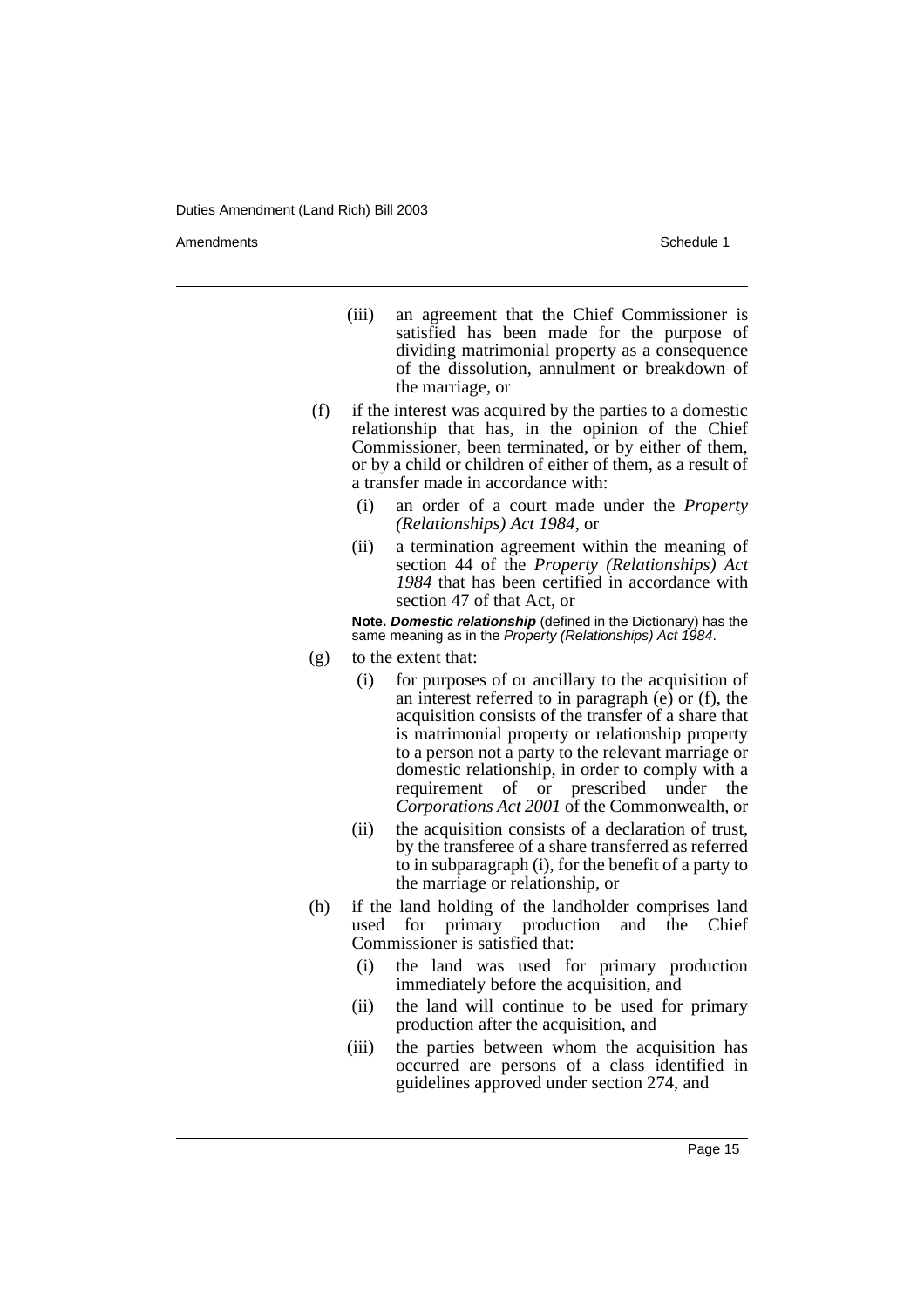(iii) an agreement that the Chief Commissioner is satisfied has been made for the purpose of dividing matrimonial property as a consequence of the dissolution, annulment or breakdown of the marriage, or

(f) if the interest was acquired by the parties to a domestic relationship that has, in the opinion of the Chief Commissioner, been terminated, or by either of them, or by a child or children of either of them, as a result of a transfer made in accordance with:

(i) an order of a court made under the *Property (Relationships) Act 1984*, or

(ii) a termination agreement within the meaning of section 44 of the *Property (Relationships) Act 1984* that has been certified in accordance with section 47 of that Act, or

**Note.** ***Domestic relationship*** (defined in the Dictionary) has the same meaning as in the *Property (Relationships) Act 1984*.

(g) to the extent that:

(i) for purposes of or ancillary to the acquisition of an interest referred to in paragraph (e) or (f), the acquisition consists of the transfer of a share that is matrimonial property or relationship property to a person not a party to the relevant marriage or domestic relationship, in order to comply with a requirement of or prescribed under the *Corporations Act 2001* of the Commonwealth, or

(ii) the acquisition consists of a declaration of trust, by the transferee of a share transferred as referred to in subparagraph (i), for the benefit of a party to the marriage or relationship, or

(h) if the land holding of the landholder comprises land used for primary production and the Chief Commissioner is satisfied that:

(i) the land was used for primary production immediately before the acquisition, and

(ii) the land will continue to be used for primary production after the acquisition, and

(iii) the parties between whom the acquisition has occurred are persons of a class identified in guidelines approved under section 274, and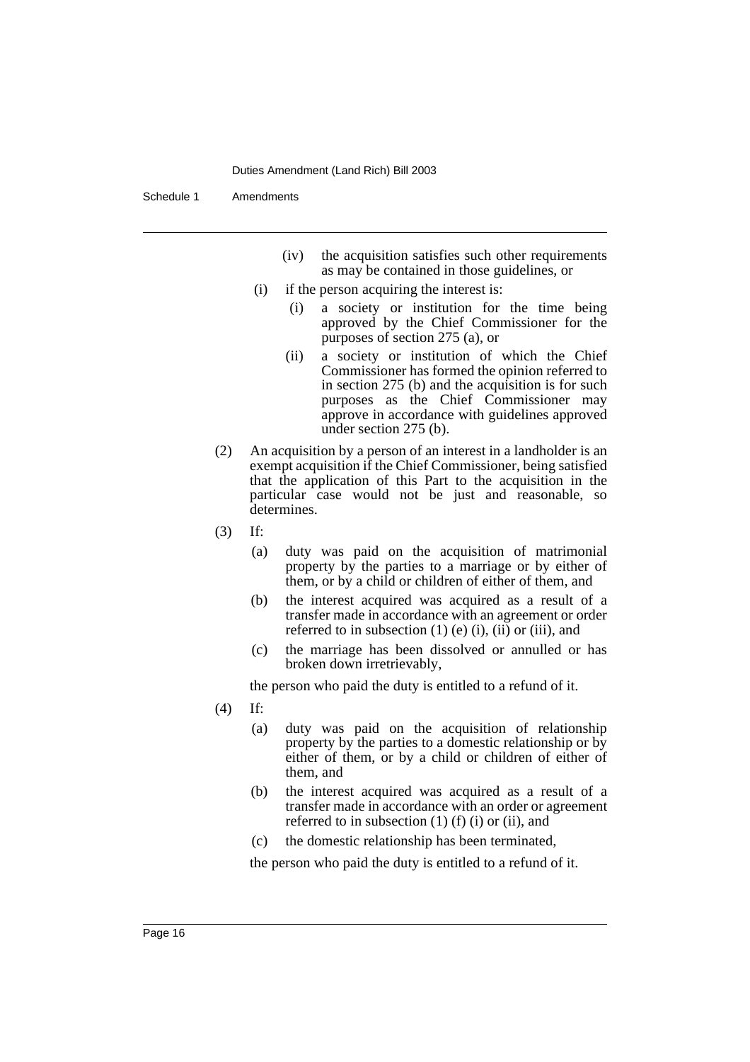(iv) the acquisition satisfies such other requirements as may be contained in those guidelines, or

(i) if the person acquiring the interest is:

(i) a society or institution for the time being approved by the Chief Commissioner for the purposes of section 275 (a), or

(ii) a society or institution of which the Chief Commissioner has formed the opinion referred to in section 275 (b) and the acquisition is for such purposes as the Chief Commissioner may approve in accordance with guidelines approved under section 275 (b).

(2) An acquisition by a person of an interest in a landholder is an exempt acquisition if the Chief Commissioner, being satisfied that the application of this Part to the acquisition in the particular case would not be just and reasonable, so determines.

(3) If:

(a) duty was paid on the acquisition of matrimonial property by the parties to a marriage or by either of them, or by a child or children of either of them, and

(b) the interest acquired was acquired as a result of a transfer made in accordance with an agreement or order referred to in subsection (1) (e) (i), (ii) or (iii), and

(c) the marriage has been dissolved or annulled or has broken down irretrievably,

the person who paid the duty is entitled to a refund of it.

(4) If:

(a) duty was paid on the acquisition of relationship property by the parties to a domestic relationship or by either of them, or by a child or children of either of them, and

(b) the interest acquired was acquired as a result of a transfer made in accordance with an order or agreement referred to in subsection (1) (f) (i) or (ii), and

(c) the domestic relationship has been terminated,

the person who paid the duty is entitled to a refund of it.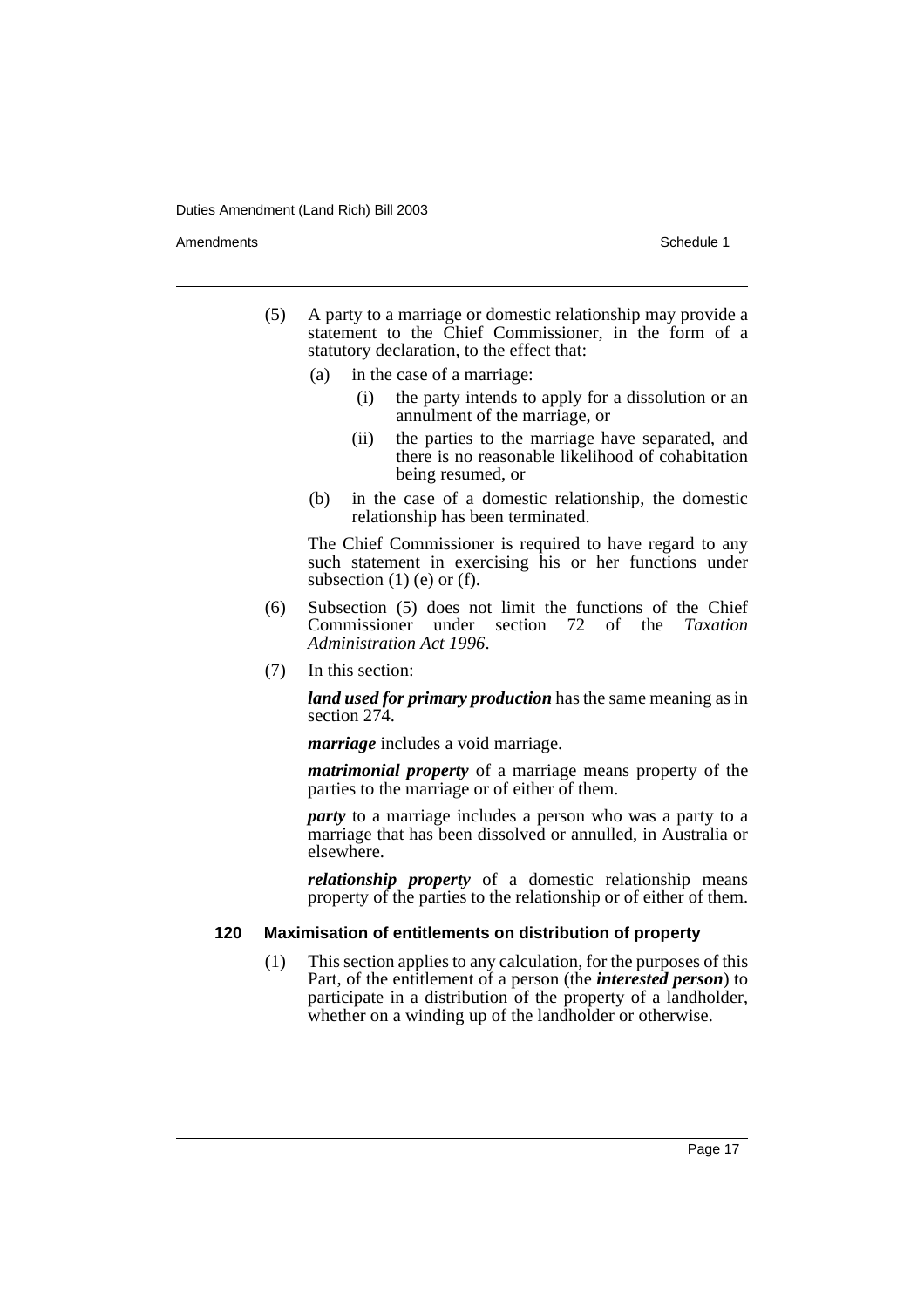(5) A party to a marriage or domestic relationship may provide a statement to the Chief Commissioner, in the form of a statutory declaration, to the effect that:

  (a) in the case of a marriage:

    (i) the party intends to apply for a dissolution or an annulment of the marriage, or

    (ii) the parties to the marriage have separated, and there is no reasonable likelihood of cohabitation being resumed, or

  (b) in the case of a domestic relationship, the domestic relationship has been terminated.

The Chief Commissioner is required to have regard to any such statement in exercising his or her functions under subsection (1) (e) or (f).

(6) Subsection (5) does not limit the functions of the Chief Commissioner under section 72 of the *Taxation Administration Act 1996*.

(7) In this section:

***land used for primary production*** has the same meaning as in section 274.

***marriage*** includes a void marriage.

***matrimonial property*** of a marriage means property of the parties to the marriage or of either of them.

***party*** to a marriage includes a person who was a party to a marriage that has been dissolved or annulled, in Australia or elsewhere.

***relationship property*** of a domestic relationship means property of the parties to the relationship or of either of them.

### 120 Maximisation of entitlements on distribution of property

(1) This section applies to any calculation, for the purposes of this Part, of the entitlement of a person (the ***interested person***) to participate in a distribution of the property of a landholder, whether on a winding up of the landholder or otherwise.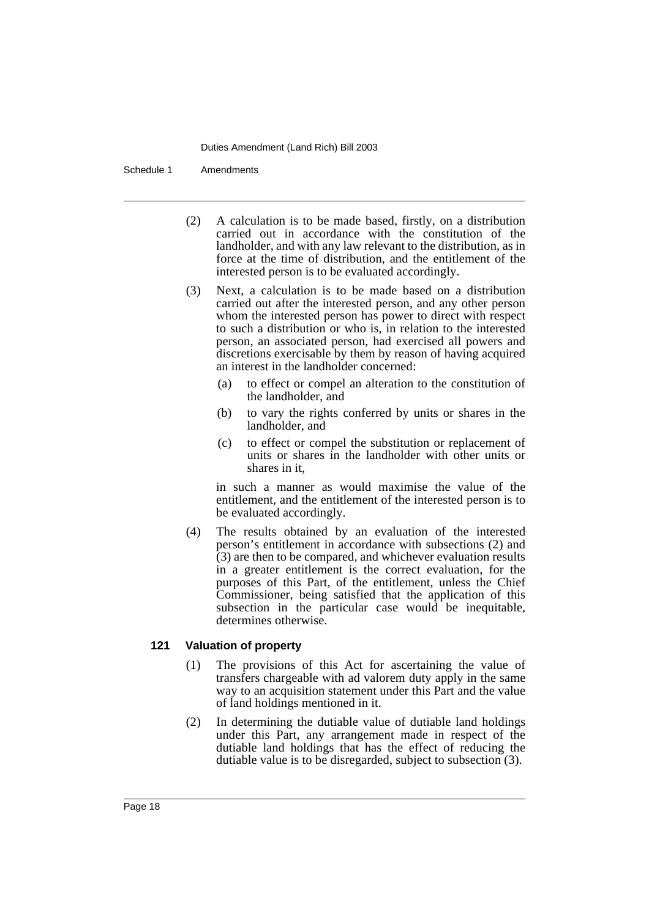(2) A calculation is to be made based, firstly, on a distribution carried out in accordance with the constitution of the landholder, and with any law relevant to the distribution, as in force at the time of distribution, and the entitlement of the interested person is to be evaluated accordingly.

(3) Next, a calculation is to be made based on a distribution carried out after the interested person, and any other person whom the interested person has power to direct with respect to such a distribution or who is, in relation to the interested person, an associated person, had exercised all powers and discretions exercisable by them by reason of having acquired an interest in the landholder concerned:

- (a) to effect or compel an alteration to the constitution of the landholder, and
- (b) to vary the rights conferred by units or shares in the landholder, and
- (c) to effect or compel the substitution or replacement of units or shares in the landholder with other units or shares in it,

in such a manner as would maximise the value of the entitlement, and the entitlement of the interested person is to be evaluated accordingly.

(4) The results obtained by an evaluation of the interested person's entitlement in accordance with subsections (2) and (3) are then to be compared, and whichever evaluation results in a greater entitlement is the correct evaluation, for the purposes of this Part, of the entitlement, unless the Chief Commissioner, being satisfied that the application of this subsection in the particular case would be inequitable, determines otherwise.

**121 Valuation of property**

(1) The provisions of this Act for ascertaining the value of transfers chargeable with ad valorem duty apply in the same way to an acquisition statement under this Part and the value of land holdings mentioned in it.

(2) In determining the dutiable value of dutiable land holdings under this Part, any arrangement made in respect of the dutiable land holdings that has the effect of reducing the dutiable value is to be disregarded, subject to subsection (3).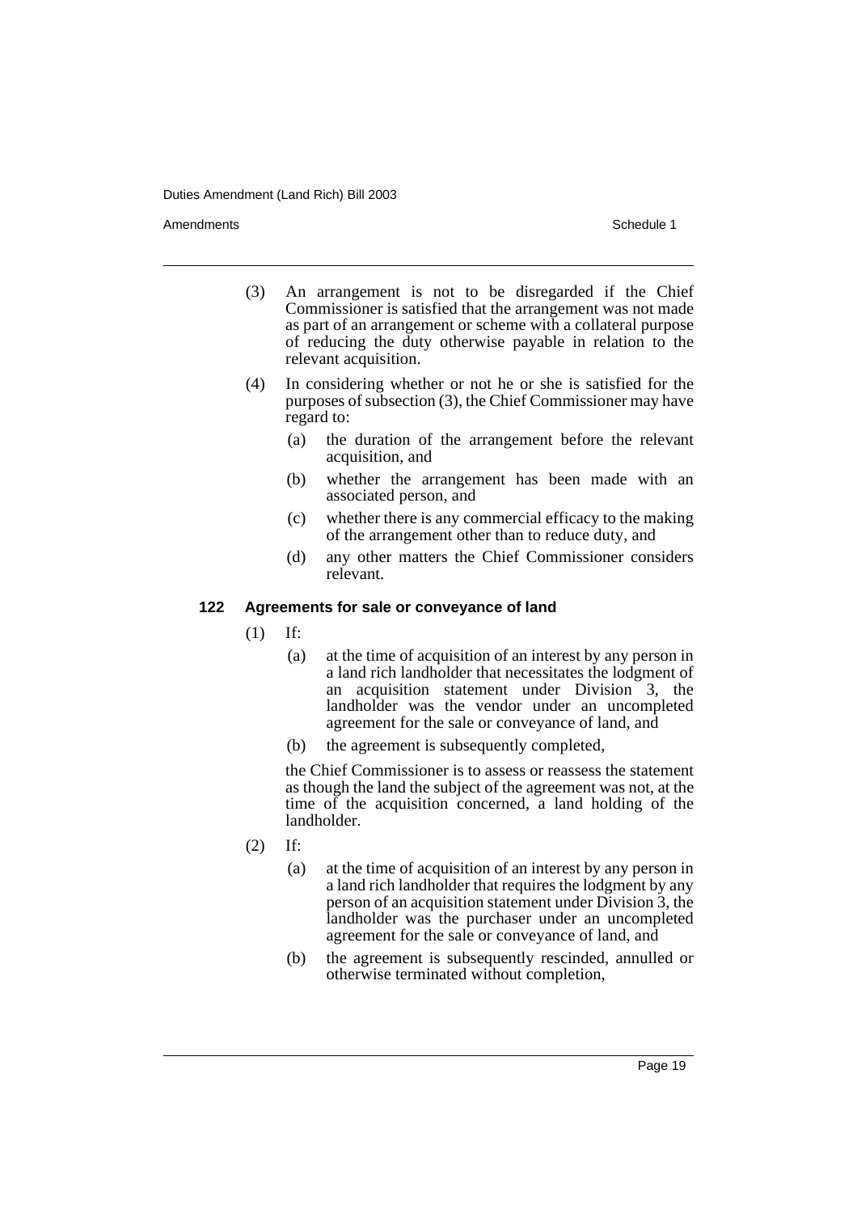(3) An arrangement is not to be disregarded if the Chief Commissioner is satisfied that the arrangement was not made as part of an arrangement or scheme with a collateral purpose of reducing the duty otherwise payable in relation to the relevant acquisition.

(4) In considering whether or not he or she is satisfied for the purposes of subsection (3), the Chief Commissioner may have regard to:

(a) the duration of the arrangement before the relevant acquisition, and

(b) whether the arrangement has been made with an associated person, and

(c) whether there is any commercial efficacy to the making of the arrangement other than to reduce duty, and

(d) any other matters the Chief Commissioner considers relevant.

**122 Agreements for sale or conveyance of land**

(1) If:

(a) at the time of acquisition of an interest by any person in a land rich landholder that necessitates the lodgment of an acquisition statement under Division 3, the landholder was the vendor under an uncompleted agreement for the sale or conveyance of land, and

(b) the agreement is subsequently completed,

the Chief Commissioner is to assess or reassess the statement as though the land the subject of the agreement was not, at the time of the acquisition concerned, a land holding of the landholder.

(2) If:

(a) at the time of acquisition of an interest by any person in a land rich landholder that requires the lodgment by any person of an acquisition statement under Division 3, the landholder was the purchaser under an uncompleted agreement for the sale or conveyance of land, and

(b) the agreement is subsequently rescinded, annulled or otherwise terminated without completion,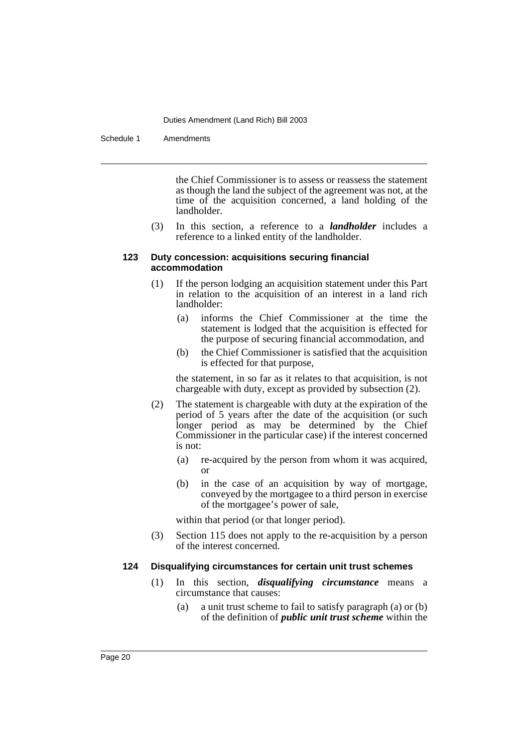the Chief Commissioner is to assess or reassess the statement as though the land the subject of the agreement was not, at the time of the acquisition concerned, a land holding of the landholder.

(3) In this section, a reference to a ***landholder*** includes a reference to a linked entity of the landholder.

**123 Duty concession: acquisitions securing financial accommodation**

(1) If the person lodging an acquisition statement under this Part in relation to the acquisition of an interest in a land rich landholder:

(a) informs the Chief Commissioner at the time the statement is lodged that the acquisition is effected for the purpose of securing financial accommodation, and

(b) the Chief Commissioner is satisfied that the acquisition is effected for that purpose,

the statement, in so far as it relates to that acquisition, is not chargeable with duty, except as provided by subsection (2).

(2) The statement is chargeable with duty at the expiration of the period of 5 years after the date of the acquisition (or such longer period as may be determined by the Chief Commissioner in the particular case) if the interest concerned is not:

(a) re-acquired by the person from whom it was acquired, or

(b) in the case of an acquisition by way of mortgage, conveyed by the mortgagee to a third person in exercise of the mortgagee's power of sale,

within that period (or that longer period).

(3) Section 115 does not apply to the re-acquisition by a person of the interest concerned.

**124 Disqualifying circumstances for certain unit trust schemes**

(1) In this section, ***disqualifying circumstance*** means a circumstance that causes:

(a) a unit trust scheme to fail to satisfy paragraph (a) or (b) of the definition of ***public unit trust scheme*** within the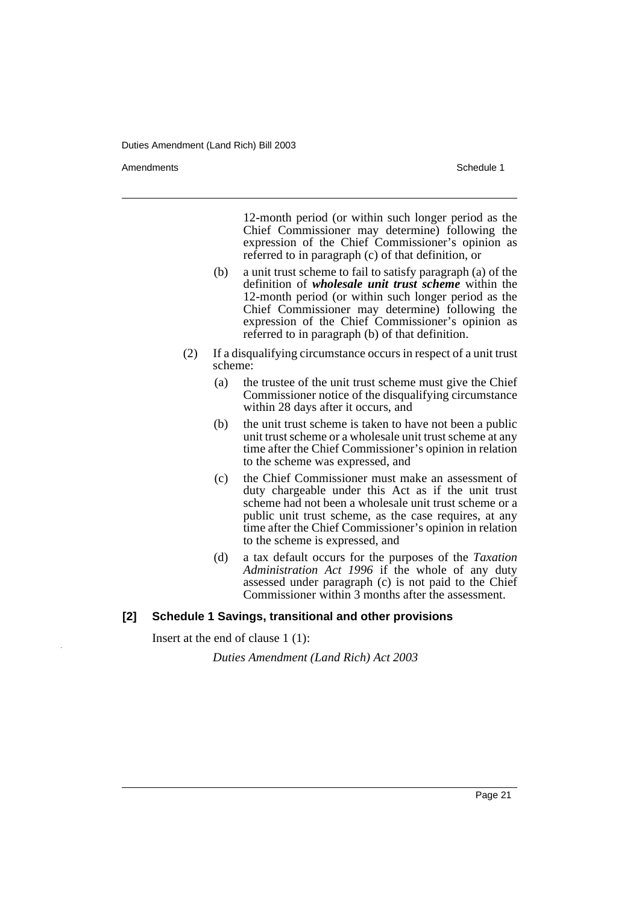12-month period (or within such longer period as the Chief Commissioner may determine) following the expression of the Chief Commissioner's opinion as referred to in paragraph (c) of that definition, or

(b) a unit trust scheme to fail to satisfy paragraph (a) of the definition of ***wholesale unit trust scheme*** within the 12-month period (or within such longer period as the Chief Commissioner may determine) following the expression of the Chief Commissioner's opinion as referred to in paragraph (b) of that definition.

(2) If a disqualifying circumstance occurs in respect of a unit trust scheme:

(a) the trustee of the unit trust scheme must give the Chief Commissioner notice of the disqualifying circumstance within 28 days after it occurs, and

(b) the unit trust scheme is taken to have not been a public unit trust scheme or a wholesale unit trust scheme at any time after the Chief Commissioner's opinion in relation to the scheme was expressed, and

(c) the Chief Commissioner must make an assessment of duty chargeable under this Act as if the unit trust scheme had not been a wholesale unit trust scheme or a public unit trust scheme, as the case requires, at any time after the Chief Commissioner's opinion in relation to the scheme is expressed, and

(d) a tax default occurs for the purposes of the *Taxation Administration Act 1996* if the whole of any duty assessed under paragraph (c) is not paid to the Chief Commissioner within 3 months after the assessment.

**[2] Schedule 1 Savings, transitional and other provisions**

Insert at the end of clause 1 (1):

*Duties Amendment (Land Rich) Act 2003*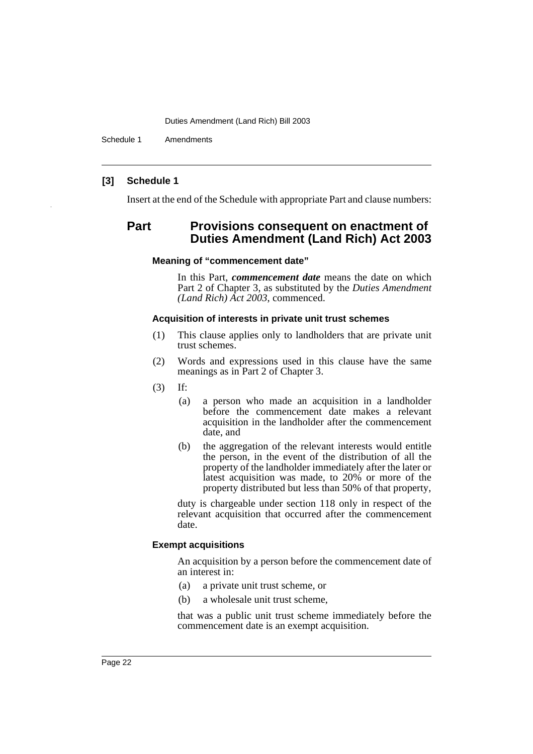### [3] Schedule 1

Insert at the end of the Schedule with appropriate Part and clause numbers:

## Part Provisions consequent on enactment of Duties Amendment (Land Rich) Act 2003

#### Meaning of "commencement date"

In this Part, ***commencement date*** means the date on which Part 2 of Chapter 3, as substituted by the *Duties Amendment (Land Rich) Act 2003*, commenced.

#### Acquisition of interests in private unit trust schemes

(1) This clause applies only to landholders that are private unit trust schemes.

(2) Words and expressions used in this clause have the same meanings as in Part 2 of Chapter 3.

(3) If:

- (a) a person who made an acquisition in a landholder before the commencement date makes a relevant acquisition in the landholder after the commencement date, and
- (b) the aggregation of the relevant interests would entitle the person, in the event of the distribution of all the property of the landholder immediately after the later or latest acquisition was made, to 20% or more of the property distributed but less than 50% of that property,

duty is chargeable under section 118 only in respect of the relevant acquisition that occurred after the commencement date.

#### Exempt acquisitions

An acquisition by a person before the commencement date of an interest in:

- (a) a private unit trust scheme, or
- (b) a wholesale unit trust scheme,

that was a public unit trust scheme immediately before the commencement date is an exempt acquisition.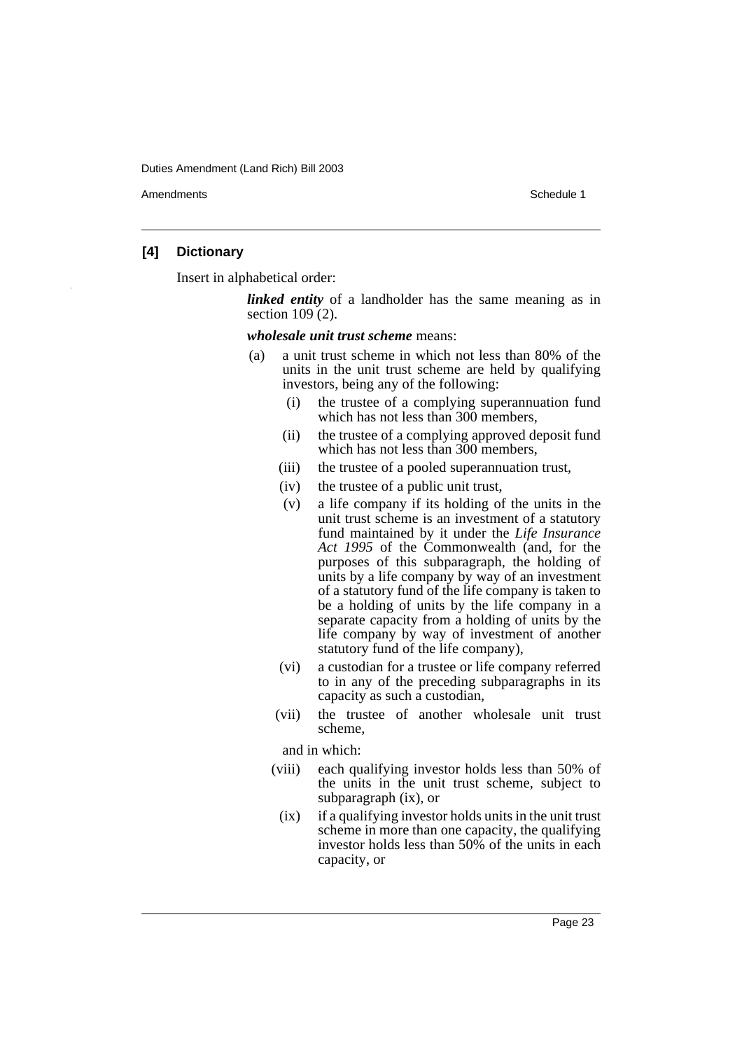### [4] Dictionary

Insert in alphabetical order:

***linked entity*** of a landholder has the same meaning as in section 109 (2).

***wholesale unit trust scheme*** means:

(a) a unit trust scheme in which not less than 80% of the units in the unit trust scheme are held by qualifying investors, being any of the following:

  (i) the trustee of a complying superannuation fund which has not less than 300 members,

  (ii) the trustee of a complying approved deposit fund which has not less than 300 members,

  (iii) the trustee of a pooled superannuation trust,

  (iv) the trustee of a public unit trust,

  (v) a life company if its holding of the units in the unit trust scheme is an investment of a statutory fund maintained by it under the *Life Insurance Act 1995* of the Commonwealth (and, for the purposes of this subparagraph, the holding of units by a life company by way of an investment of a statutory fund of the life company is taken to be a holding of units by the life company in a separate capacity from a holding of units by the life company by way of investment of another statutory fund of the life company),

  (vi) a custodian for a trustee or life company referred to in any of the preceding subparagraphs in its capacity as such a custodian,

  (vii) the trustee of another wholesale unit trust scheme,

  and in which:

  (viii) each qualifying investor holds less than 50% of the units in the unit trust scheme, subject to subparagraph (ix), or

  (ix) if a qualifying investor holds units in the unit trust scheme in more than one capacity, the qualifying investor holds less than 50% of the units in each capacity, or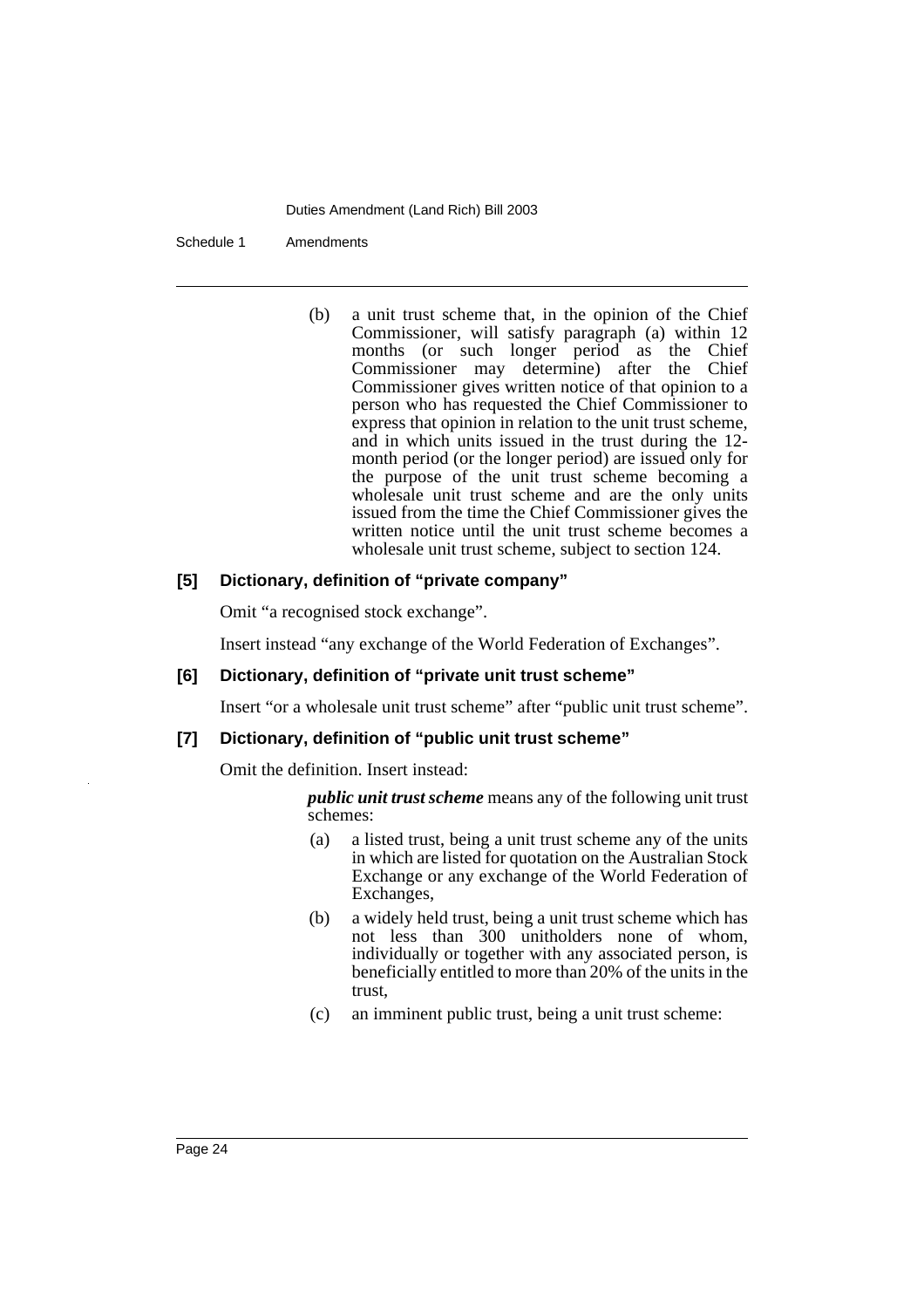(b) a unit trust scheme that, in the opinion of the Chief Commissioner, will satisfy paragraph (a) within 12 months (or such longer period as the Chief Commissioner may determine) after the Chief Commissioner gives written notice of that opinion to a person who has requested the Chief Commissioner to express that opinion in relation to the unit trust scheme, and in which units issued in the trust during the 12-month period (or the longer period) are issued only for the purpose of the unit trust scheme becoming a wholesale unit trust scheme and are the only units issued from the time the Chief Commissioner gives the written notice until the unit trust scheme becomes a wholesale unit trust scheme, subject to section 124.

### [5] Dictionary, definition of "private company"

Omit "a recognised stock exchange".

Insert instead "any exchange of the World Federation of Exchanges".

### [6] Dictionary, definition of "private unit trust scheme"

Insert "or a wholesale unit trust scheme" after "public unit trust scheme".

### [7] Dictionary, definition of "public unit trust scheme"

Omit the definition. Insert instead:

***public unit trust scheme*** means any of the following unit trust schemes:

(a) a listed trust, being a unit trust scheme any of the units in which are listed for quotation on the Australian Stock Exchange or any exchange of the World Federation of Exchanges,

(b) a widely held trust, being a unit trust scheme which has not less than 300 unitholders none of whom, individually or together with any associated person, is beneficially entitled to more than 20% of the units in the trust,

(c) an imminent public trust, being a unit trust scheme: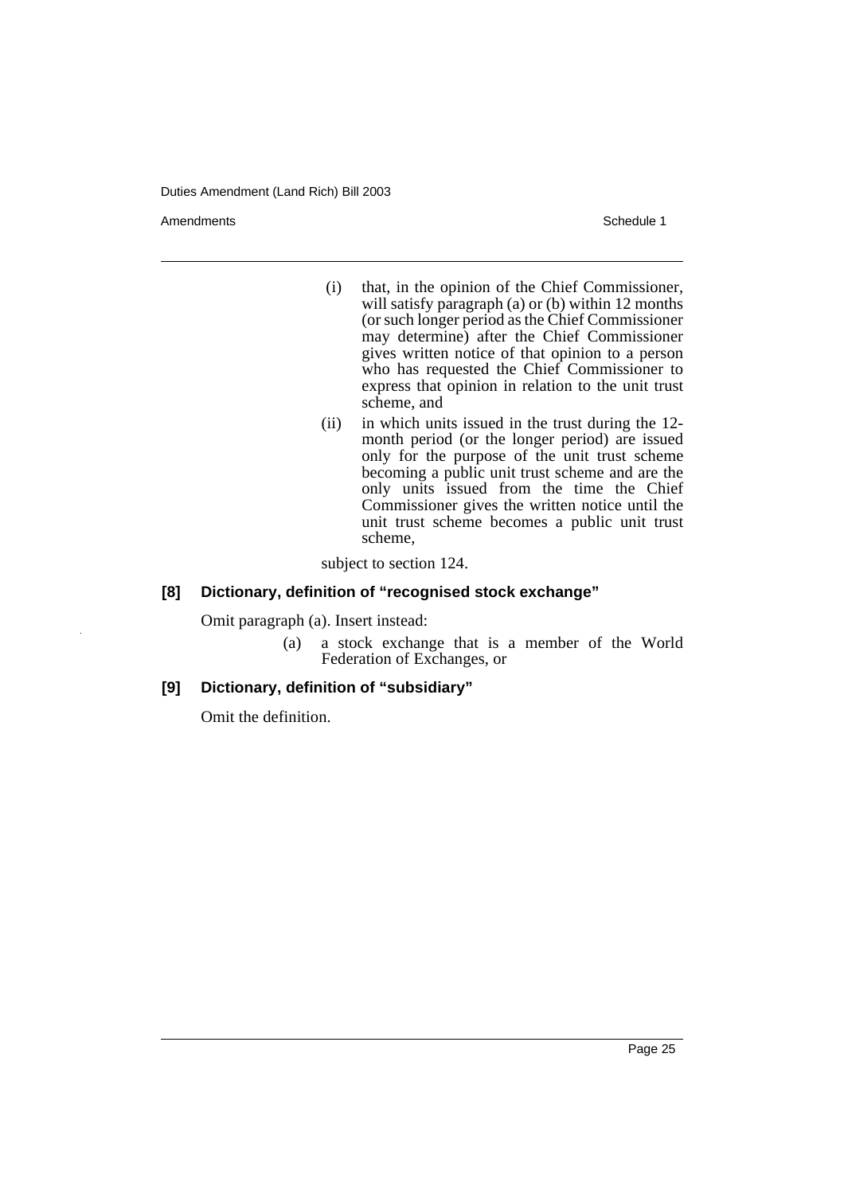(i) that, in the opinion of the Chief Commissioner, will satisfy paragraph (a) or (b) within 12 months (or such longer period as the Chief Commissioner may determine) after the Chief Commissioner gives written notice of that opinion to a person who has requested the Chief Commissioner to express that opinion in relation to the unit trust scheme, and

(ii) in which units issued in the trust during the 12-month period (or the longer period) are issued only for the purpose of the unit trust scheme becoming a public unit trust scheme and are the only units issued from the time the Chief Commissioner gives the written notice until the unit trust scheme becomes a public unit trust scheme,

subject to section 124.

### [8] Dictionary, definition of "recognised stock exchange"

Omit paragraph (a). Insert instead:

(a) a stock exchange that is a member of the World Federation of Exchanges, or

### [9] Dictionary, definition of "subsidiary"

Omit the definition.